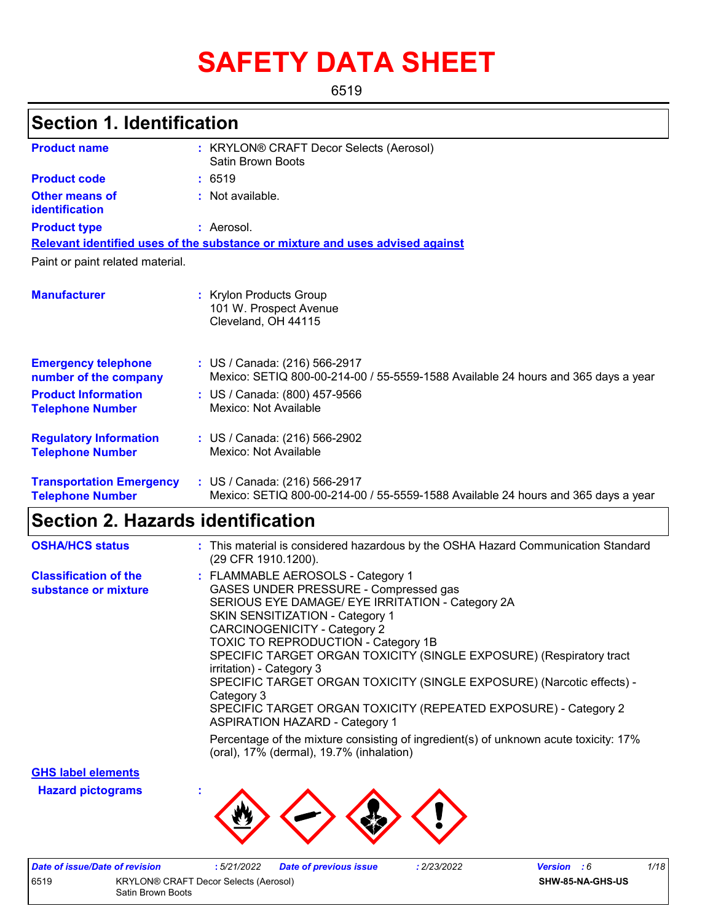# SAFETY DATA SHEET

6519

## Section 1. Identification

| | | |
|---|---|---|
| **Product name** | : | KRYLON® CRAFT Decor Selects (Aerosol) Satin Brown Boots |
| **Product code** | : | 6519 |
| **Other means of identification** | : | Not available. |
| **Product type** | : | Aerosol. |

**Relevant identified uses of the substance or mixture and uses advised against**

Paint or paint related material.

| | | |
|---|---|---|
| **Manufacturer** | : | Krylon Products Group<br>101 W. Prospect Avenue<br>Cleveland, OH 44115 |
| **Emergency telephone number of the company** | : | US / Canada: (216) 566-2917<br>Mexico: SETIQ 800-00-214-00 / 55-5559-1588 Available 24 hours and 365 days a year |
| **Product Information Telephone Number** | : | US / Canada: (800) 457-9566<br>Mexico: Not Available |
| **Regulatory Information Telephone Number** | : | US / Canada: (216) 566-2902<br>Mexico: Not Available |
| **Transportation Emergency Telephone Number** | : | US / Canada: (216) 566-2917<br>Mexico: SETIQ 800-00-214-00 / 55-5559-1588 Available 24 hours and 365 days a year |

## Section 2. Hazards identification

| | | |
|---|---|---|
| **OSHA/HCS status** | : | This material is considered hazardous by the OSHA Hazard Communication Standard (29 CFR 1910.1200). |
| **Classification of the substance or mixture** | : | FLAMMABLE AEROSOLS - Category 1<br>GASES UNDER PRESSURE - Compressed gas<br>SERIOUS EYE DAMAGE/ EYE IRRITATION - Category 2A<br>SKIN SENSITIZATION - Category 1<br>CARCINOGENICITY - Category 2<br>TOXIC TO REPRODUCTION - Category 1B<br>SPECIFIC TARGET ORGAN TOXICITY (SINGLE EXPOSURE) (Respiratory tract irritation) - Category 3<br>SPECIFIC TARGET ORGAN TOXICITY (SINGLE EXPOSURE) (Narcotic effects) - Category 3<br>SPECIFIC TARGET ORGAN TOXICITY (REPEATED EXPOSURE) - Category 2<br>ASPIRATION HAZARD - Category 1<br><br>Percentage of the mixture consisting of ingredient(s) of unknown acute toxicity: 17% (oral), 17% (dermal), 19.7% (inhalation) |

**GHS label elements**

**Hazard pictograms** :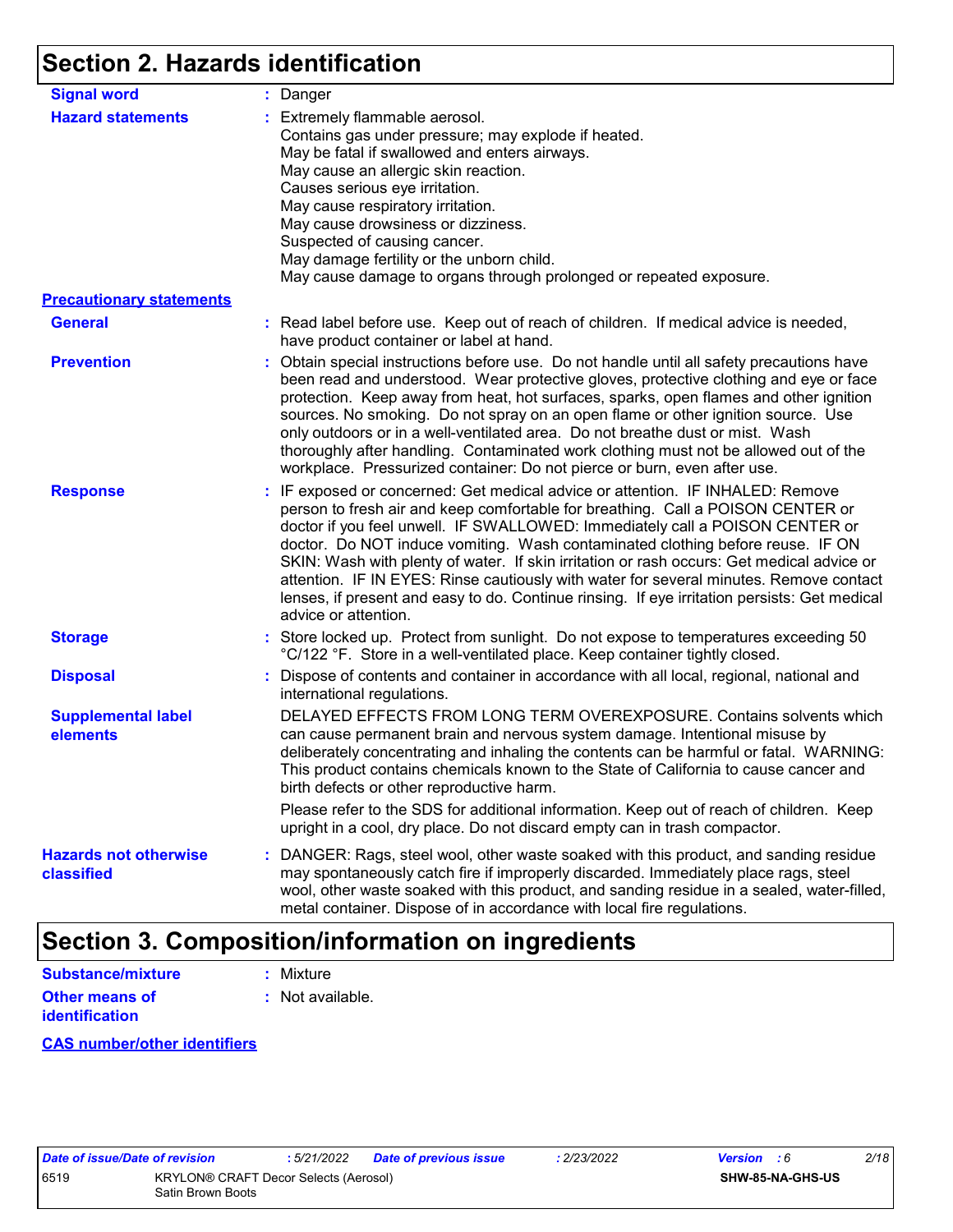## Section 2. Hazards identification

**Signal word** : Danger

**Hazard statements** : Extremely flammable aerosol.
Contains gas under pressure; may explode if heated.
May be fatal if swallowed and enters airways.
May cause an allergic skin reaction.
Causes serious eye irritation.
May cause respiratory irritation.
May cause drowsiness or dizziness.
Suspected of causing cancer.
May damage fertility or the unborn child.
May cause damage to organs through prolonged or repeated exposure.

**Precautionary statements**

**General** : Read label before use. Keep out of reach of children. If medical advice is needed, have product container or label at hand.

**Prevention** : Obtain special instructions before use. Do not handle until all safety precautions have been read and understood. Wear protective gloves, protective clothing and eye or face protection. Keep away from heat, hot surfaces, sparks, open flames and other ignition sources. No smoking. Do not spray on an open flame or other ignition source. Use only outdoors or in a well-ventilated area. Do not breathe dust or mist. Wash thoroughly after handling. Contaminated work clothing must not be allowed out of the workplace. Pressurized container: Do not pierce or burn, even after use.

**Response** : IF exposed or concerned: Get medical advice or attention. IF INHALED: Remove person to fresh air and keep comfortable for breathing. Call a POISON CENTER or doctor if you feel unwell. IF SWALLOWED: Immediately call a POISON CENTER or doctor. Do NOT induce vomiting. Wash contaminated clothing before reuse. IF ON SKIN: Wash with plenty of water. If skin irritation or rash occurs: Get medical advice or attention. IF IN EYES: Rinse cautiously with water for several minutes. Remove contact lenses, if present and easy to do. Continue rinsing. If eye irritation persists: Get medical advice or attention.

**Storage** : Store locked up. Protect from sunlight. Do not expose to temperatures exceeding 50 °C/122 °F. Store in a well-ventilated place. Keep container tightly closed.

**Disposal** : Dispose of contents and container in accordance with all local, regional, national and international regulations.

**Supplemental label elements**

DELAYED EFFECTS FROM LONG TERM OVEREXPOSURE. Contains solvents which can cause permanent brain and nervous system damage. Intentional misuse by deliberately concentrating and inhaling the contents can be harmful or fatal. WARNING: This product contains chemicals known to the State of California to cause cancer and birth defects or other reproductive harm.

Please refer to the SDS for additional information. Keep out of reach of children. Keep upright in a cool, dry place. Do not discard empty can in trash compactor.

**Hazards not otherwise classified** : DANGER: Rags, steel wool, other waste soaked with this product, and sanding residue may spontaneously catch fire if improperly discarded. Immediately place rags, steel wool, other waste soaked with this product, and sanding residue in a sealed, water-filled, metal container. Dispose of in accordance with local fire regulations.

## Section 3. Composition/information on ingredients

**Substance/mixture** : Mixture

**Other means of identification** : Not available.

**CAS number/other identifiers**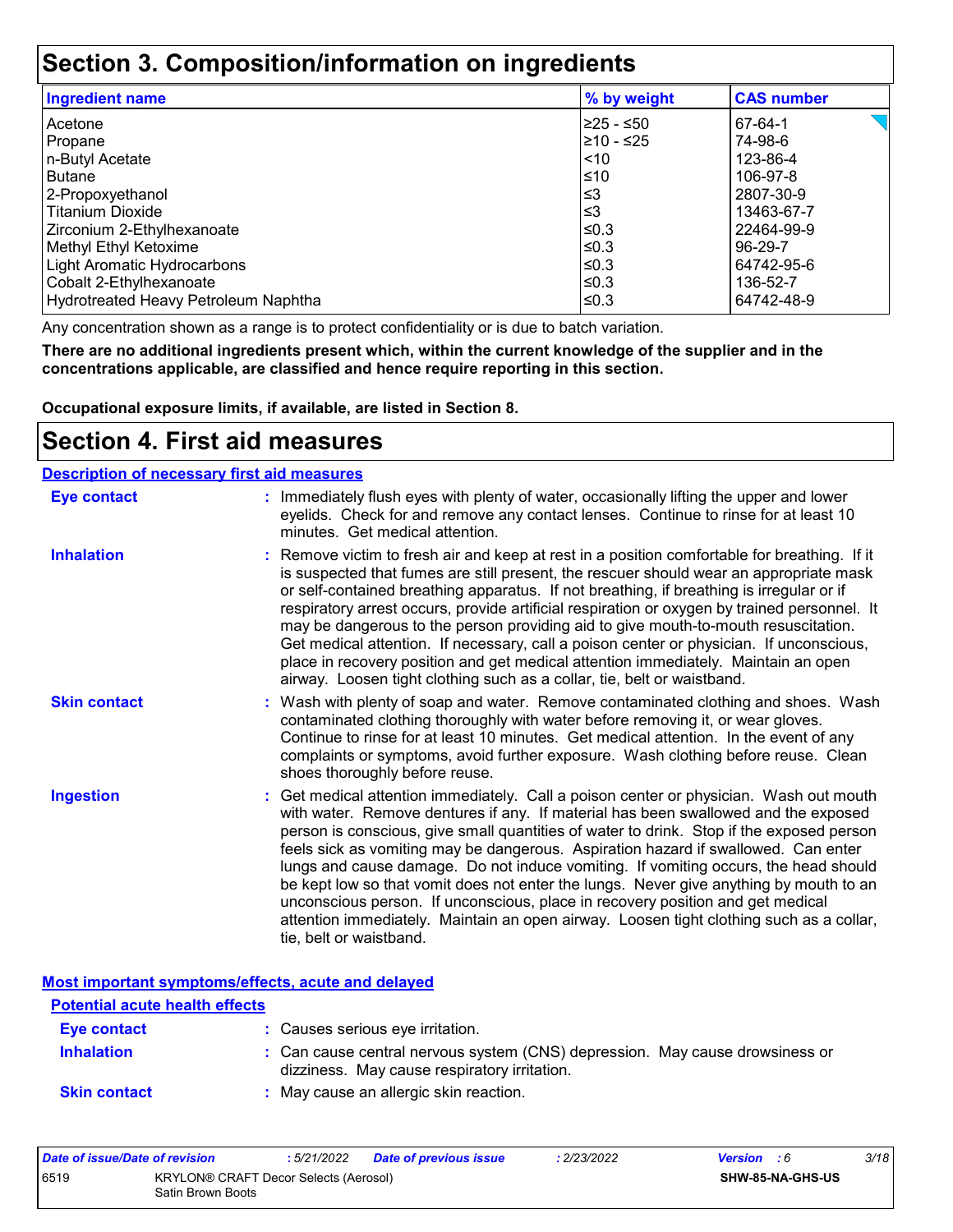# Section 3. Composition/information on ingredients

| Ingredient name | % by weight | CAS number |
|---|---|---|
| Acetone | ≥25 - ≤50 | 67-64-1 |
| Propane | ≥10 - ≤25 | 74-98-6 |
| n-Butyl Acetate | <10 | 123-86-4 |
| Butane | ≤10 | 106-97-8 |
| 2-Propoxyethanol | ≤3 | 2807-30-9 |
| Titanium Dioxide | ≤3 | 13463-67-7 |
| Zirconium 2-Ethylhexanoate | ≤0.3 | 22464-99-9 |
| Methyl Ethyl Ketoxime | ≤0.3 | 96-29-7 |
| Light Aromatic Hydrocarbons | ≤0.3 | 64742-95-6 |
| Cobalt 2-Ethylhexanoate | ≤0.3 | 136-52-7 |
| Hydrotreated Heavy Petroleum Naphtha | ≤0.3 | 64742-48-9 |

Any concentration shown as a range is to protect confidentiality or is due to batch variation.

**There are no additional ingredients present which, within the current knowledge of the supplier and in the concentrations applicable, are classified and hence require reporting in this section.**

**Occupational exposure limits, if available, are listed in Section 8.**

# Section 4. First aid measures

## Description of necessary first aid measures

**Eye contact** : Immediately flush eyes with plenty of water, occasionally lifting the upper and lower eyelids. Check for and remove any contact lenses. Continue to rinse for at least 10 minutes. Get medical attention.

**Inhalation** : Remove victim to fresh air and keep at rest in a position comfortable for breathing. If it is suspected that fumes are still present, the rescuer should wear an appropriate mask or self-contained breathing apparatus. If not breathing, if breathing is irregular or if respiratory arrest occurs, provide artificial respiration or oxygen by trained personnel. It may be dangerous to the person providing aid to give mouth-to-mouth resuscitation. Get medical attention. If necessary, call a poison center or physician. If unconscious, place in recovery position and get medical attention immediately. Maintain an open airway. Loosen tight clothing such as a collar, tie, belt or waistband.

**Skin contact** : Wash with plenty of soap and water. Remove contaminated clothing and shoes. Wash contaminated clothing thoroughly with water before removing it, or wear gloves. Continue to rinse for at least 10 minutes. Get medical attention. In the event of any complaints or symptoms, avoid further exposure. Wash clothing before reuse. Clean shoes thoroughly before reuse.

**Ingestion** : Get medical attention immediately. Call a poison center or physician. Wash out mouth with water. Remove dentures if any. If material has been swallowed and the exposed person is conscious, give small quantities of water to drink. Stop if the exposed person feels sick as vomiting may be dangerous. Aspiration hazard if swallowed. Can enter lungs and cause damage. Do not induce vomiting. If vomiting occurs, the head should be kept low so that vomit does not enter the lungs. Never give anything by mouth to an unconscious person. If unconscious, place in recovery position and get medical attention immediately. Maintain an open airway. Loosen tight clothing such as a collar, tie, belt or waistband.

## Most important symptoms/effects, acute and delayed

### Potential acute health effects

**Eye contact** : Causes serious eye irritation.

**Inhalation** : Can cause central nervous system (CNS) depression. May cause drowsiness or dizziness. May cause respiratory irritation.

**Skin contact** : May cause an allergic skin reaction.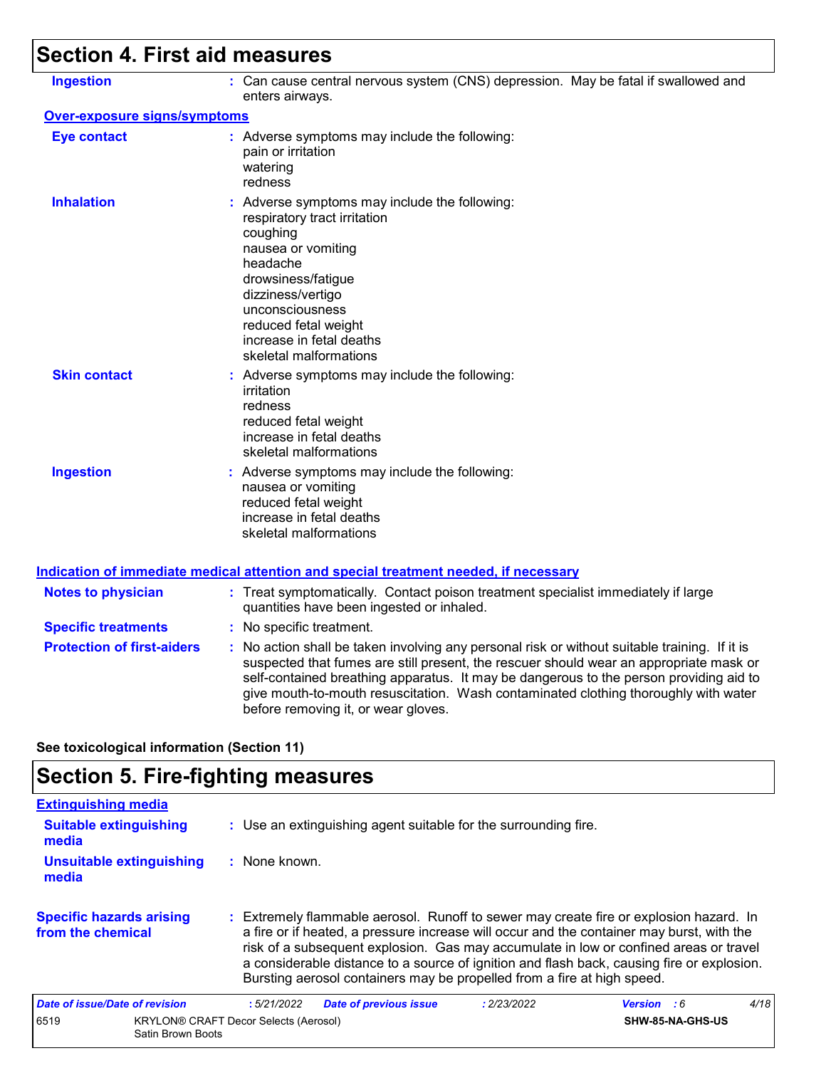## Section 4. First aid measures

**Ingestion** : Can cause central nervous system (CNS) depression. May be fatal if swallowed and enters airways.

### Over-exposure signs/symptoms

**Eye contact** : Adverse symptoms may include the following:
pain or irritation
watering
redness

**Inhalation** : Adverse symptoms may include the following:
respiratory tract irritation
coughing
nausea or vomiting
headache
drowsiness/fatigue
dizziness/vertigo
unconsciousness
reduced fetal weight
increase in fetal deaths
skeletal malformations

**Skin contact** : Adverse symptoms may include the following:
irritation
redness
reduced fetal weight
increase in fetal deaths
skeletal malformations

**Ingestion** : Adverse symptoms may include the following:
nausea or vomiting
reduced fetal weight
increase in fetal deaths
skeletal malformations

### Indication of immediate medical attention and special treatment needed, if necessary

**Notes to physician** : Treat symptomatically. Contact poison treatment specialist immediately if large quantities have been ingested or inhaled.

**Specific treatments** : No specific treatment.

**Protection of first-aiders** : No action shall be taken involving any personal risk or without suitable training. If it is suspected that fumes are still present, the rescuer should wear an appropriate mask or self-contained breathing apparatus. It may be dangerous to the person providing aid to give mouth-to-mouth resuscitation. Wash contaminated clothing thoroughly with water before removing it, or wear gloves.

**See toxicological information (Section 11)**

## Section 5. Fire-fighting measures

### Extinguishing media

**Suitable extinguishing media** : Use an extinguishing agent suitable for the surrounding fire.

**Unsuitable extinguishing media** : None known.

**Specific hazards arising from the chemical** : Extremely flammable aerosol. Runoff to sewer may create fire or explosion hazard. In a fire or if heated, a pressure increase will occur and the container may burst, with the risk of a subsequent explosion. Gas may accumulate in low or confined areas or travel a considerable distance to a source of ignition and flash back, causing fire or explosion. Bursting aerosol containers may be propelled from a fire at high speed.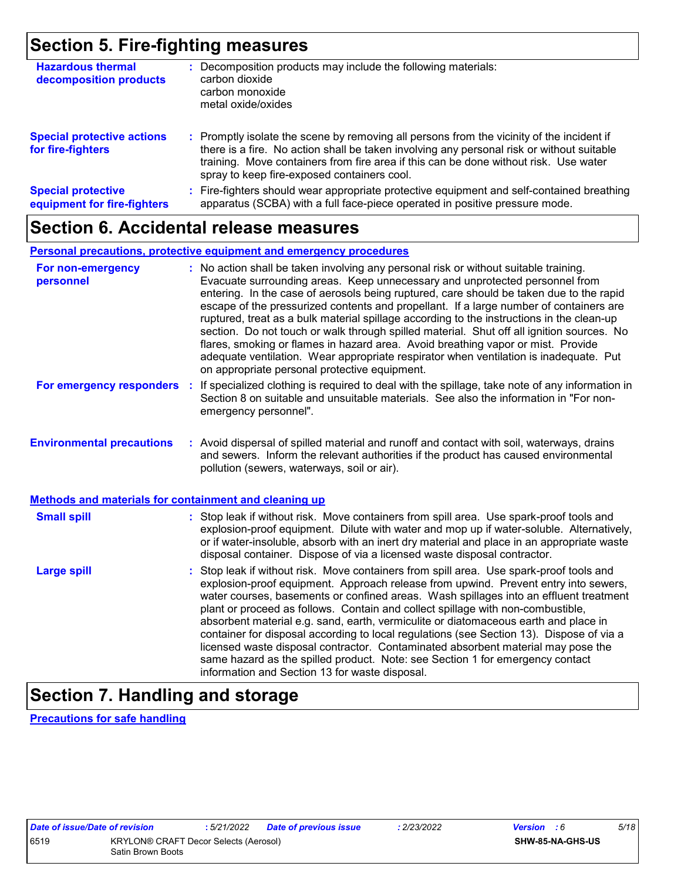## Section 5. Fire-fighting measures

**Hazardous thermal decomposition products** : Decomposition products may include the following materials:
carbon dioxide
carbon monoxide
metal oxide/oxides

**Special protective actions for fire-fighters** : Promptly isolate the scene by removing all persons from the vicinity of the incident if there is a fire. No action shall be taken involving any personal risk or without suitable training. Move containers from fire area if this can be done without risk. Use water spray to keep fire-exposed containers cool.

**Special protective equipment for fire-fighters** : Fire-fighters should wear appropriate protective equipment and self-contained breathing apparatus (SCBA) with a full face-piece operated in positive pressure mode.

## Section 6. Accidental release measures

### Personal precautions, protective equipment and emergency procedures

**For non-emergency personnel** : No action shall be taken involving any personal risk or without suitable training. Evacuate surrounding areas. Keep unnecessary and unprotected personnel from entering. In the case of aerosols being ruptured, care should be taken due to the rapid escape of the pressurized contents and propellant. If a large number of containers are ruptured, treat as a bulk material spillage according to the instructions in the clean-up section. Do not touch or walk through spilled material. Shut off all ignition sources. No flares, smoking or flames in hazard area. Avoid breathing vapor or mist. Provide adequate ventilation. Wear appropriate respirator when ventilation is inadequate. Put on appropriate personal protective equipment.

**For emergency responders** : If specialized clothing is required to deal with the spillage, take note of any information in Section 8 on suitable and unsuitable materials. See also the information in "For non-emergency personnel".

**Environmental precautions** : Avoid dispersal of spilled material and runoff and contact with soil, waterways, drains and sewers. Inform the relevant authorities if the product has caused environmental pollution (sewers, waterways, soil or air).

### Methods and materials for containment and cleaning up

**Small spill** : Stop leak if without risk. Move containers from spill area. Use spark-proof tools and explosion-proof equipment. Dilute with water and mop up if water-soluble. Alternatively, or if water-insoluble, absorb with an inert dry material and place in an appropriate waste disposal container. Dispose of via a licensed waste disposal contractor.

**Large spill** : Stop leak if without risk. Move containers from spill area. Use spark-proof tools and explosion-proof equipment. Approach release from upwind. Prevent entry into sewers, water courses, basements or confined areas. Wash spillages into an effluent treatment plant or proceed as follows. Contain and collect spillage with non-combustible, absorbent material e.g. sand, earth, vermiculite or diatomaceous earth and place in container for disposal according to local regulations (see Section 13). Dispose of via a licensed waste disposal contractor. Contaminated absorbent material may pose the same hazard as the spilled product. Note: see Section 1 for emergency contact information and Section 13 for waste disposal.

## Section 7. Handling and storage

### Precautions for safe handling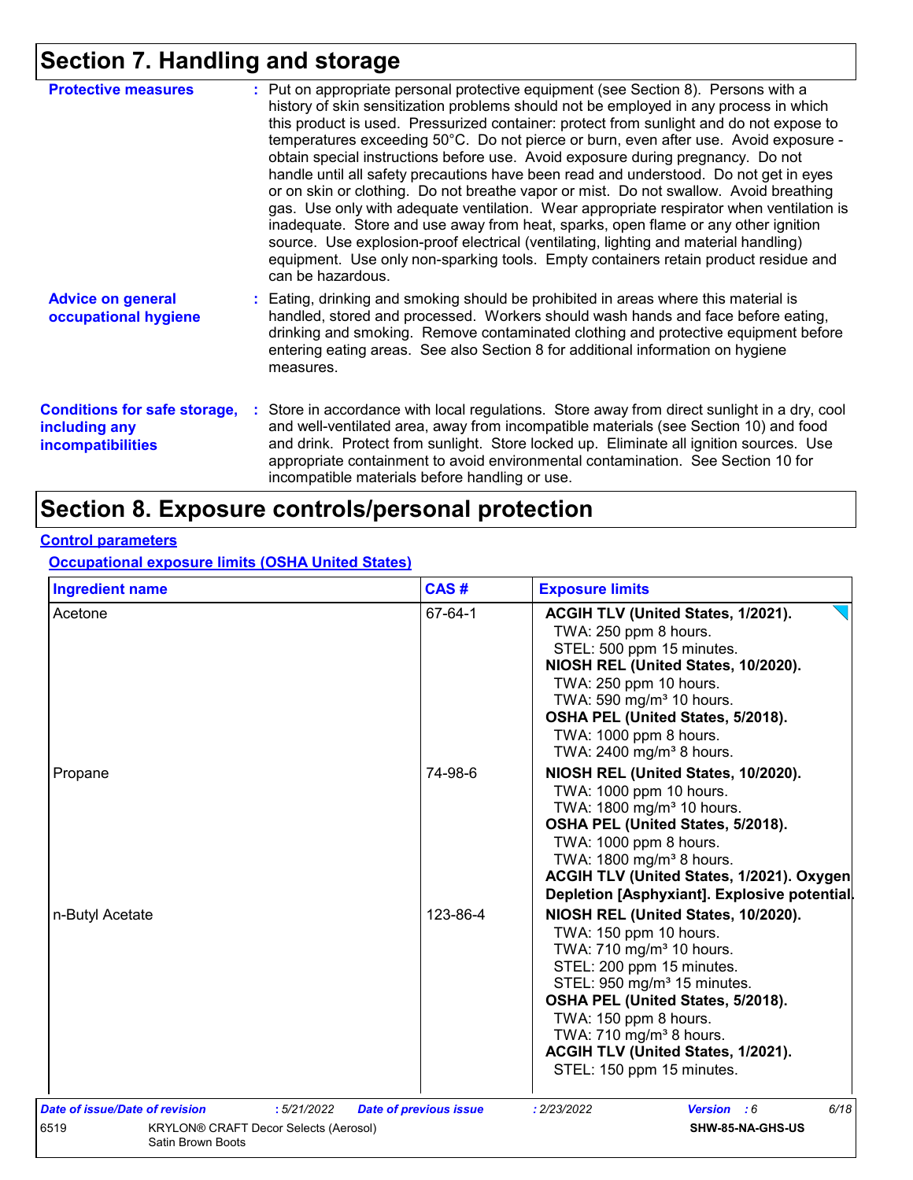# Section 7. Handling and storage

**Protective measures** : Put on appropriate personal protective equipment (see Section 8). Persons with a history of skin sensitization problems should not be employed in any process in which this product is used. Pressurized container: protect from sunlight and do not expose to temperatures exceeding 50°C. Do not pierce or burn, even after use. Avoid exposure - obtain special instructions before use. Avoid exposure during pregnancy. Do not handle until all safety precautions have been read and understood. Do not get in eyes or on skin or clothing. Do not breathe vapor or mist. Do not swallow. Avoid breathing gas. Use only with adequate ventilation. Wear appropriate respirator when ventilation is inadequate. Store and use away from heat, sparks, open flame or any other ignition source. Use explosion-proof electrical (ventilating, lighting and material handling) equipment. Use only non-sparking tools. Empty containers retain product residue and can be hazardous.

**Advice on general occupational hygiene** : Eating, drinking and smoking should be prohibited in areas where this material is handled, stored and processed. Workers should wash hands and face before eating, drinking and smoking. Remove contaminated clothing and protective equipment before entering eating areas. See also Section 8 for additional information on hygiene measures.

**Conditions for safe storage, including any incompatibilities** : Store in accordance with local regulations. Store away from direct sunlight in a dry, cool and well-ventilated area, away from incompatible materials (see Section 10) and food and drink. Protect from sunlight. Store locked up. Eliminate all ignition sources. Use appropriate containment to avoid environmental contamination. See Section 10 for incompatible materials before handling or use.

# Section 8. Exposure controls/personal protection

## Control parameters

### Occupational exposure limits (OSHA United States)

| Ingredient name | CAS # | Exposure limits |
|---|---|---|
| Acetone | 67-64-1 | **ACGIH TLV (United States, 1/2021).**<br>TWA: 250 ppm 8 hours.<br>STEL: 500 ppm 15 minutes.<br>**NIOSH REL (United States, 10/2020).**<br>TWA: 250 ppm 10 hours.<br>TWA: 590 mg/m³ 10 hours.<br>**OSHA PEL (United States, 5/2018).**<br>TWA: 1000 ppm 8 hours.<br>TWA: 2400 mg/m³ 8 hours. |
| Propane | 74-98-6 | **NIOSH REL (United States, 10/2020).**<br>TWA: 1000 ppm 10 hours.<br>TWA: 1800 mg/m³ 10 hours.<br>**OSHA PEL (United States, 5/2018).**<br>TWA: 1000 ppm 8 hours.<br>TWA: 1800 mg/m³ 8 hours.<br>**ACGIH TLV (United States, 1/2021). Oxygen Depletion [Asphyxiant]. Explosive potential.** |
| n-Butyl Acetate | 123-86-4 | **NIOSH REL (United States, 10/2020).**<br>TWA: 150 ppm 10 hours.<br>TWA: 710 mg/m³ 10 hours.<br>STEL: 200 ppm 15 minutes.<br>STEL: 950 mg/m³ 15 minutes.<br>**OSHA PEL (United States, 5/2018).**<br>TWA: 150 ppm 8 hours.<br>TWA: 710 mg/m³ 8 hours.<br>**ACGIH TLV (United States, 1/2021).**<br>STEL: 150 ppm 15 minutes. |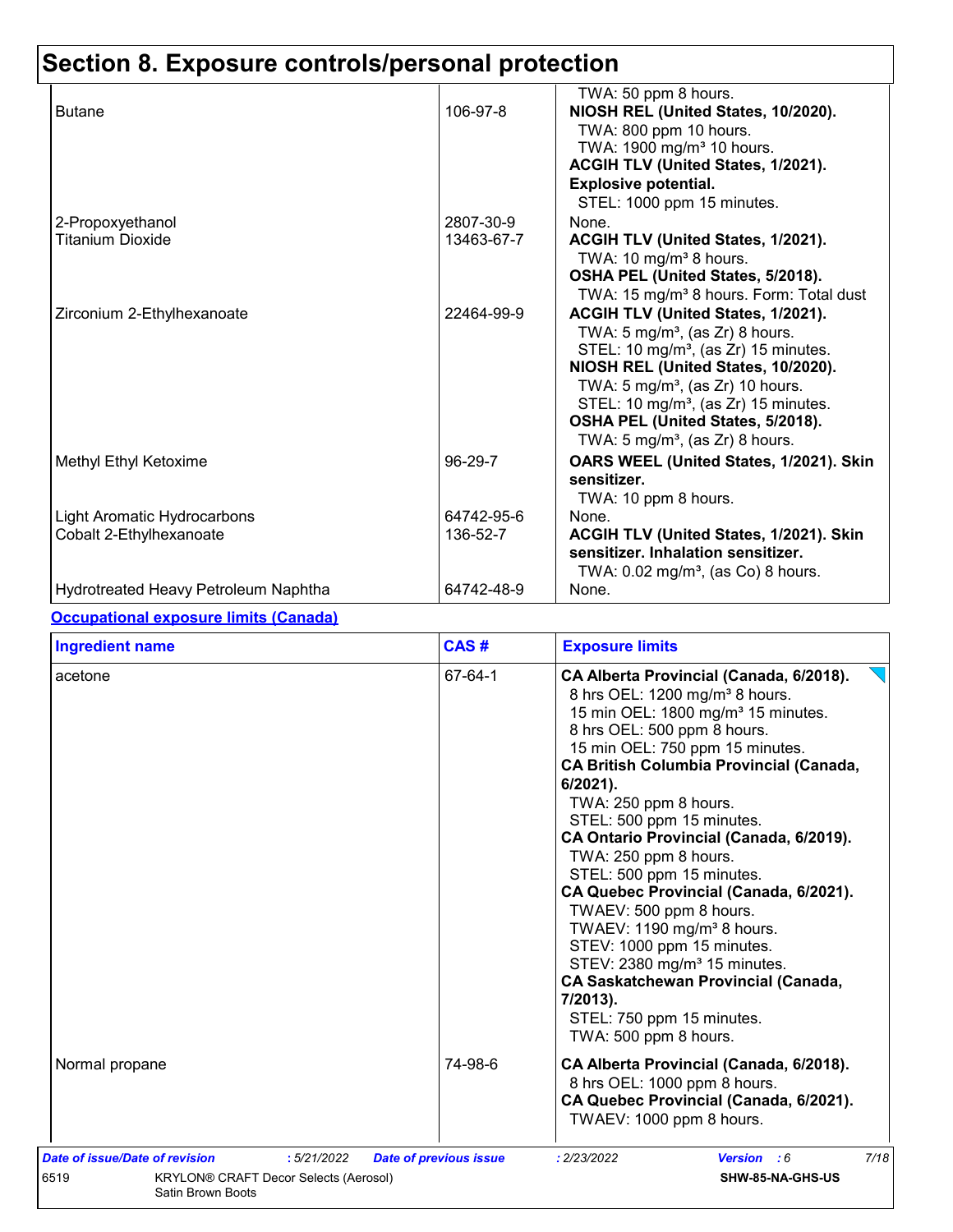# Section 8. Exposure controls/personal protection

| | | |
|---|---|---|
| | | TWA: 50 ppm 8 hours. |
| Butane | 106-97-8 | **NIOSH REL (United States, 10/2020).**<br>TWA: 800 ppm 10 hours.<br>TWA: 1900 mg/m³ 10 hours.<br>**ACGIH TLV (United States, 1/2021). Explosive potential.**<br>STEL: 1000 ppm 15 minutes. |
| 2-Propoxyethanol | 2807-30-9 | None. |
| Titanium Dioxide | 13463-67-7 | **ACGIH TLV (United States, 1/2021).**<br>TWA: 10 mg/m³ 8 hours.<br>**OSHA PEL (United States, 5/2018).**<br>TWA: 15 mg/m³ 8 hours. Form: Total dust |
| Zirconium 2-Ethylhexanoate | 22464-99-9 | **ACGIH TLV (United States, 1/2021).**<br>TWA: 5 mg/m³, (as Zr) 8 hours.<br>STEL: 10 mg/m³, (as Zr) 15 minutes.<br>**NIOSH REL (United States, 10/2020).**<br>TWA: 5 mg/m³, (as Zr) 10 hours.<br>STEL: 10 mg/m³, (as Zr) 15 minutes.<br>**OSHA PEL (United States, 5/2018).**<br>TWA: 5 mg/m³, (as Zr) 8 hours. |
| Methyl Ethyl Ketoxime | 96-29-7 | **OARS WEEL (United States, 1/2021). Skin sensitizer.**<br>TWA: 10 ppm 8 hours. |
| Light Aromatic Hydrocarbons | 64742-95-6 | None. |
| Cobalt 2-Ethylhexanoate | 136-52-7 | **ACGIH TLV (United States, 1/2021). Skin sensitizer. Inhalation sensitizer.**<br>TWA: 0.02 mg/m³, (as Co) 8 hours. |
| Hydrotreated Heavy Petroleum Naphtha | 64742-48-9 | None. |

**Occupational exposure limits (Canada)**

| Ingredient name | CAS # | Exposure limits |
|---|---|---|
| acetone | 67-64-1 | **CA Alberta Provincial (Canada, 6/2018).**<br>8 hrs OEL: 1200 mg/m³ 8 hours.<br>15 min OEL: 1800 mg/m³ 15 minutes.<br>8 hrs OEL: 500 ppm 8 hours.<br>15 min OEL: 750 ppm 15 minutes.<br>**CA British Columbia Provincial (Canada, 6/2021).**<br>TWA: 250 ppm 8 hours.<br>STEL: 500 ppm 15 minutes.<br>**CA Ontario Provincial (Canada, 6/2019).**<br>TWA: 250 ppm 8 hours.<br>STEL: 500 ppm 15 minutes.<br>**CA Quebec Provincial (Canada, 6/2021).**<br>TWAEV: 500 ppm 8 hours.<br>TWAEV: 1190 mg/m³ 8 hours.<br>STEV: 1000 ppm 15 minutes.<br>STEV: 2380 mg/m³ 15 minutes.<br>**CA Saskatchewan Provincial (Canada, 7/2013).**<br>STEL: 750 ppm 15 minutes.<br>TWA: 500 ppm 8 hours. |
| Normal propane | 74-98-6 | **CA Alberta Provincial (Canada, 6/2018).**<br>8 hrs OEL: 1000 ppm 8 hours.<br>**CA Quebec Provincial (Canada, 6/2021).**<br>TWAEV: 1000 ppm 8 hours. |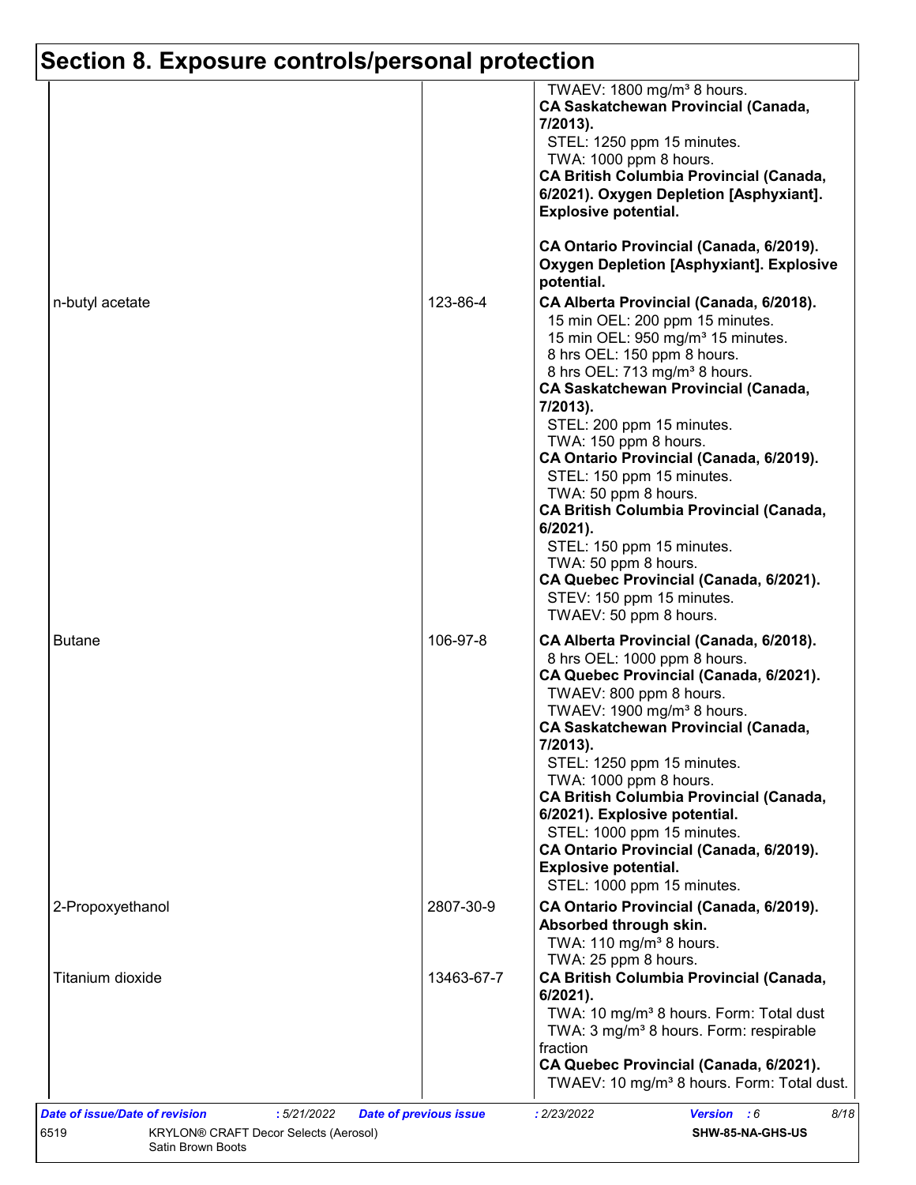## Section 8. Exposure controls/personal protection

| | | |
|---|---|---|
| | | TWAEV: 1800 mg/m³ 8 hours.<br>**CA Saskatchewan Provincial (Canada, 7/2013).**<br>STEL: 1250 ppm 15 minutes.<br>TWA: 1000 ppm 8 hours.<br>**CA British Columbia Provincial (Canada, 6/2021). Oxygen Depletion [Asphyxiant]. Explosive potential.**<br><br>**CA Ontario Provincial (Canada, 6/2019). Oxygen Depletion [Asphyxiant]. Explosive potential.** |
| n-butyl acetate | 123-86-4 | **CA Alberta Provincial (Canada, 6/2018).**<br>15 min OEL: 200 ppm 15 minutes.<br>15 min OEL: 950 mg/m³ 15 minutes.<br>8 hrs OEL: 150 ppm 8 hours.<br>8 hrs OEL: 713 mg/m³ 8 hours.<br>**CA Saskatchewan Provincial (Canada, 7/2013).**<br>STEL: 200 ppm 15 minutes.<br>TWA: 150 ppm 8 hours.<br>**CA Ontario Provincial (Canada, 6/2019).**<br>STEL: 150 ppm 15 minutes.<br>TWA: 50 ppm 8 hours.<br>**CA British Columbia Provincial (Canada, 6/2021).**<br>STEL: 150 ppm 15 minutes.<br>TWA: 50 ppm 8 hours.<br>**CA Quebec Provincial (Canada, 6/2021).**<br>STEV: 150 ppm 15 minutes.<br>TWAEV: 50 ppm 8 hours. |
| Butane | 106-97-8 | **CA Alberta Provincial (Canada, 6/2018).**<br>8 hrs OEL: 1000 ppm 8 hours.<br>**CA Quebec Provincial (Canada, 6/2021).**<br>TWAEV: 800 ppm 8 hours.<br>TWAEV: 1900 mg/m³ 8 hours.<br>**CA Saskatchewan Provincial (Canada, 7/2013).**<br>STEL: 1250 ppm 15 minutes.<br>TWA: 1000 ppm 8 hours.<br>**CA British Columbia Provincial (Canada, 6/2021). Explosive potential.**<br>STEL: 1000 ppm 15 minutes.<br>**CA Ontario Provincial (Canada, 6/2019). Explosive potential.**<br>STEL: 1000 ppm 15 minutes. |
| 2-Propoxyethanol | 2807-30-9 | **CA Ontario Provincial (Canada, 6/2019). Absorbed through skin.**<br>TWA: 110 mg/m³ 8 hours.<br>TWA: 25 ppm 8 hours. |
| Titanium dioxide | 13463-67-7 | **CA British Columbia Provincial (Canada, 6/2021).**<br>TWA: 10 mg/m³ 8 hours. Form: Total dust<br>TWA: 3 mg/m³ 8 hours. Form: respirable fraction<br>**CA Quebec Provincial (Canada, 6/2021).**<br>TWAEV: 10 mg/m³ 8 hours. Form: Total dust. |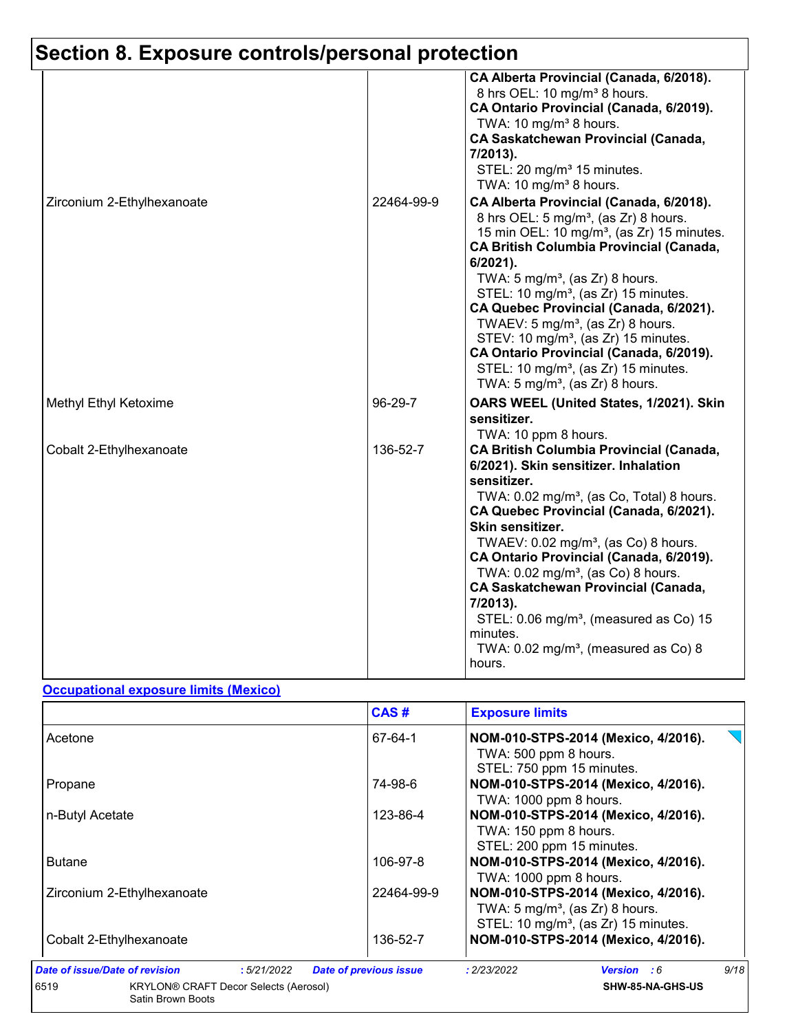## Section 8. Exposure controls/personal protection

| | | |
|---|---|---|
| | | **CA Alberta Provincial (Canada, 6/2018).**<br>8 hrs OEL: 10 mg/m³ 8 hours.<br>**CA Ontario Provincial (Canada, 6/2019).**<br>TWA: 10 mg/m³ 8 hours.<br>**CA Saskatchewan Provincial (Canada, 7/2013).**<br>STEL: 20 mg/m³ 15 minutes.<br>TWA: 10 mg/m³ 8 hours. |
| Zirconium 2-Ethylhexanoate | 22464-99-9 | **CA Alberta Provincial (Canada, 6/2018).**<br>8 hrs OEL: 5 mg/m³, (as Zr) 8 hours.<br>15 min OEL: 10 mg/m³, (as Zr) 15 minutes.<br>**CA British Columbia Provincial (Canada, 6/2021).**<br>TWA: 5 mg/m³, (as Zr) 8 hours.<br>STEL: 10 mg/m³, (as Zr) 15 minutes.<br>**CA Quebec Provincial (Canada, 6/2021).**<br>TWAEV: 5 mg/m³, (as Zr) 8 hours.<br>STEV: 10 mg/m³, (as Zr) 15 minutes.<br>**CA Ontario Provincial (Canada, 6/2019).**<br>STEL: 10 mg/m³, (as Zr) 15 minutes.<br>TWA: 5 mg/m³, (as Zr) 8 hours. |
| Methyl Ethyl Ketoxime | 96-29-7 | **OARS WEEL (United States, 1/2021). Skin sensitizer.**<br>TWA: 10 ppm 8 hours. |
| Cobalt 2-Ethylhexanoate | 136-52-7 | **CA British Columbia Provincial (Canada, 6/2021). Skin sensitizer. Inhalation sensitizer.**<br>TWA: 0.02 mg/m³, (as Co, Total) 8 hours.<br>**CA Quebec Provincial (Canada, 6/2021). Skin sensitizer.**<br>TWAEV: 0.02 mg/m³, (as Co) 8 hours.<br>**CA Ontario Provincial (Canada, 6/2019).**<br>TWA: 0.02 mg/m³, (as Co) 8 hours.<br>**CA Saskatchewan Provincial (Canada, 7/2013).**<br>STEL: 0.06 mg/m³, (measured as Co) 15 minutes.<br>TWA: 0.02 mg/m³, (measured as Co) 8 hours. |

### Occupational exposure limits (Mexico)

| | CAS # | Exposure limits |
|---|---|---|
| Acetone | 67-64-1 | **NOM-010-STPS-2014 (Mexico, 4/2016).**<br>TWA: 500 ppm 8 hours.<br>STEL: 750 ppm 15 minutes. |
| Propane | 74-98-6 | **NOM-010-STPS-2014 (Mexico, 4/2016).**<br>TWA: 1000 ppm 8 hours. |
| n-Butyl Acetate | 123-86-4 | **NOM-010-STPS-2014 (Mexico, 4/2016).**<br>TWA: 150 ppm 8 hours.<br>STEL: 200 ppm 15 minutes. |
| Butane | 106-97-8 | **NOM-010-STPS-2014 (Mexico, 4/2016).**<br>TWA: 1000 ppm 8 hours. |
| Zirconium 2-Ethylhexanoate | 22464-99-9 | **NOM-010-STPS-2014 (Mexico, 4/2016).**<br>TWA: 5 mg/m³, (as Zr) 8 hours.<br>STEL: 10 mg/m³, (as Zr) 15 minutes. |
| Cobalt 2-Ethylhexanoate | 136-52-7 | **NOM-010-STPS-2014 (Mexico, 4/2016).** |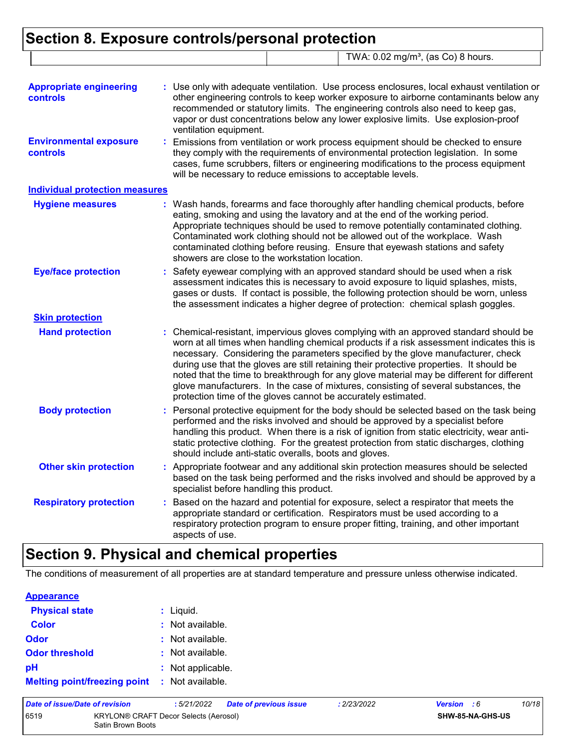# Section 8. Exposure controls/personal protection

| | | |
|---|---|---|
| | | TWA: 0.02 mg/m³, (as Co) 8 hours. |

**Appropriate engineering controls** : Use only with adequate ventilation. Use process enclosures, local exhaust ventilation or other engineering controls to keep worker exposure to airborne contaminants below any recommended or statutory limits. The engineering controls also need to keep gas, vapor or dust concentrations below any lower explosive limits. Use explosion-proof ventilation equipment.

**Environmental exposure controls** : Emissions from ventilation or work process equipment should be checked to ensure they comply with the requirements of environmental protection legislation. In some cases, fume scrubbers, filters or engineering modifications to the process equipment will be necessary to reduce emissions to acceptable levels.

## Individual protection measures

**Hygiene measures** : Wash hands, forearms and face thoroughly after handling chemical products, before eating, smoking and using the lavatory and at the end of the working period. Appropriate techniques should be used to remove potentially contaminated clothing. Contaminated work clothing should not be allowed out of the workplace. Wash contaminated clothing before reusing. Ensure that eyewash stations and safety showers are close to the workstation location.

**Eye/face protection** : Safety eyewear complying with an approved standard should be used when a risk assessment indicates this is necessary to avoid exposure to liquid splashes, mists, gases or dusts. If contact is possible, the following protection should be worn, unless the assessment indicates a higher degree of protection: chemical splash goggles.

### Skin protection

**Hand protection** : Chemical-resistant, impervious gloves complying with an approved standard should be worn at all times when handling chemical products if a risk assessment indicates this is necessary. Considering the parameters specified by the glove manufacturer, check during use that the gloves are still retaining their protective properties. It should be noted that the time to breakthrough for any glove material may be different for different glove manufacturers. In the case of mixtures, consisting of several substances, the protection time of the gloves cannot be accurately estimated.

**Body protection** : Personal protective equipment for the body should be selected based on the task being performed and the risks involved and should be approved by a specialist before handling this product. When there is a risk of ignition from static electricity, wear anti-static protective clothing. For the greatest protection from static discharges, clothing should include anti-static overalls, boots and gloves.

**Other skin protection** : Appropriate footwear and any additional skin protection measures should be selected based on the task being performed and the risks involved and should be approved by a specialist before handling this product.

**Respiratory protection** : Based on the hazard and potential for exposure, select a respirator that meets the appropriate standard or certification. Respirators must be used according to a respiratory protection program to ensure proper fitting, training, and other important aspects of use.

# Section 9. Physical and chemical properties

The conditions of measurement of all properties are at standard temperature and pressure unless otherwise indicated.

## Appearance

**Physical state** : Liquid.

**Color** : Not available.

**Odor** : Not available.

**Odor threshold** : Not available.

**pH** : Not applicable.

**Melting point/freezing point** : Not available.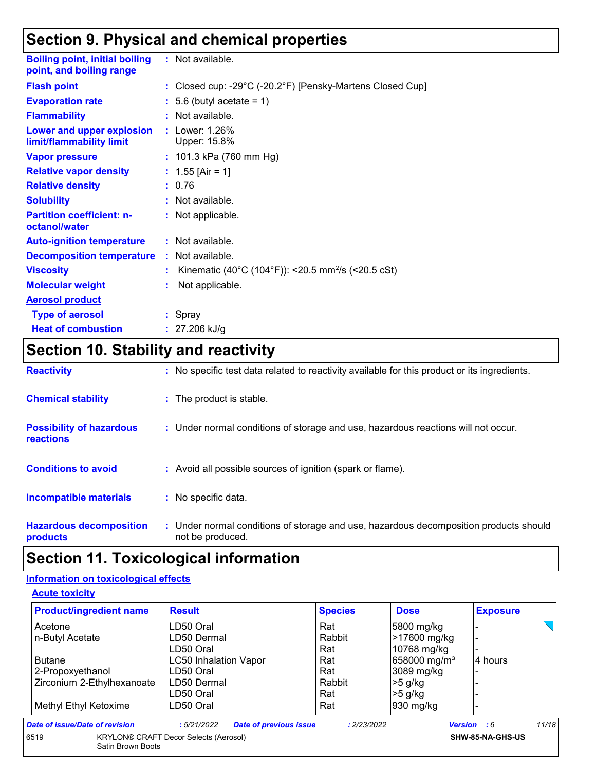## Section 9. Physical and chemical properties

**Boiling point, initial boiling point, and boiling range** : Not available.

**Flash point** : Closed cup: -29°C (-20.2°F) [Pensky-Martens Closed Cup]

**Evaporation rate** : 5.6 (butyl acetate = 1)

**Flammability** : Not available.

**Lower and upper explosion limit/flammability limit** : Lower: 1.26%
Upper: 15.8%

**Vapor pressure** : 101.3 kPa (760 mm Hg)

**Relative vapor density** : 1.55 [Air = 1]

**Relative density** : 0.76

**Solubility** : Not available.

**Partition coefficient: n-octanol/water** : Not applicable.

**Auto-ignition temperature** : Not available.

**Decomposition temperature** : Not available.

**Viscosity** : Kinematic (40°C (104°F)): <20.5 $mm^2/s$ (<20.5 cSt)

**Molecular weight** : Not applicable.

**Aerosol product**

**Type of aerosol** : Spray

**Heat of combustion** : 27.206 kJ/g

## Section 10. Stability and reactivity

**Reactivity** : No specific test data related to reactivity available for this product or its ingredients.

**Chemical stability** : The product is stable.

**Possibility of hazardous reactions** : Under normal conditions of storage and use, hazardous reactions will not occur.

**Conditions to avoid** : Avoid all possible sources of ignition (spark or flame).

**Incompatible materials** : No specific data.

**Hazardous decomposition products** : Under normal conditions of storage and use, hazardous decomposition products should not be produced.

## Section 11. Toxicological information

**Information on toxicological effects**

**Acute toxicity**

| Product/ingredient name | Result | Species | Dose | Exposure |
|---|---|---|---|---|
| Acetone | LD50 Oral | Rat | 5800 mg/kg | - |
| n-Butyl Acetate | LD50 Dermal | Rabbit | >17600 mg/kg | - |
| | LD50 Oral | Rat | 10768 mg/kg | - |
| Butane | LC50 Inhalation Vapor | Rat | 658000 mg/m³ | 4 hours |
| 2-Propoxyethanol | LD50 Oral | Rat | 3089 mg/kg | - |
| Zirconium 2-Ethylhexanoate | LD50 Dermal | Rabbit | >5 g/kg | - |
| | LD50 Oral | Rat | >5 g/kg | - |
| Methyl Ethyl Ketoxime | LD50 Oral | Rat | 930 mg/kg | - |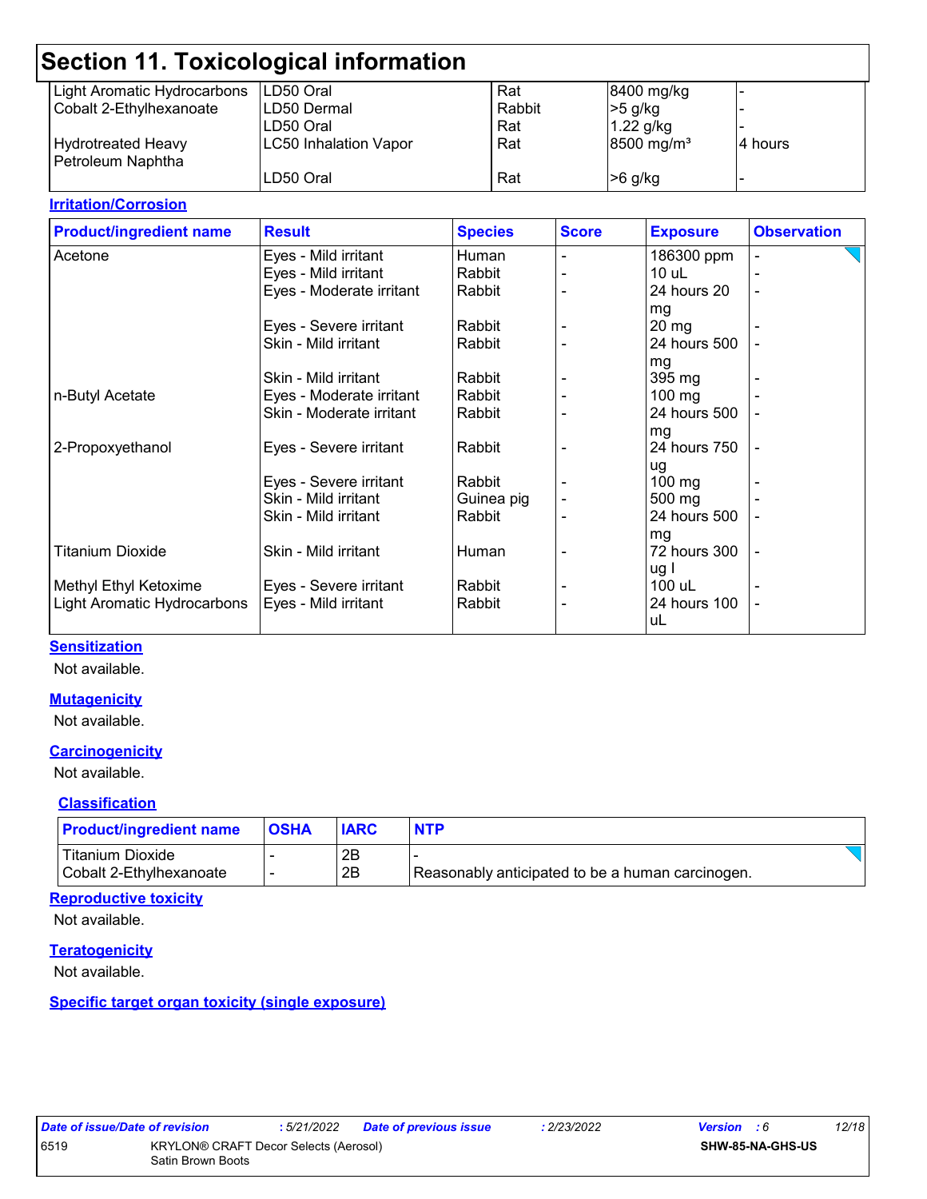## Section 11. Toxicological information

| | | | | |
|---|---|---|---|---|
| Light Aromatic Hydrocarbons | LD50 Oral | Rat | 8400 mg/kg | - |
| Cobalt 2-Ethylhexanoate | LD50 Dermal | Rabbit | >5 g/kg | - |
| | LD50 Oral | Rat | 1.22 g/kg | - |
| Hydrotreated Heavy Petroleum Naphtha | LC50 Inhalation Vapor | Rat | 8500 mg/m³ | 4 hours |
| | LD50 Oral | Rat | >6 g/kg | - |

**Irritation/Corrosion**

| Product/ingredient name | Result | Species | Score | Exposure | Observation |
|---|---|---|---|---|---|
| Acetone | Eyes - Mild irritant | Human | - | 186300 ppm | - |
| | Eyes - Mild irritant | Rabbit | - | 10 uL | - |
| | Eyes - Moderate irritant | Rabbit | - | 24 hours 20 mg | - |
| | Eyes - Severe irritant | Rabbit | - | 20 mg | - |
| | Skin - Mild irritant | Rabbit | - | 24 hours 500 mg | - |
| | Skin - Mild irritant | Rabbit | - | 395 mg | - |
| n-Butyl Acetate | Eyes - Moderate irritant | Rabbit | - | 100 mg | - |
| | Skin - Moderate irritant | Rabbit | - | 24 hours 500 mg | - |
| 2-Propoxyethanol | Eyes - Severe irritant | Rabbit | - | 24 hours 750 ug | - |
| | Eyes - Severe irritant | Rabbit | - | 100 mg | - |
| | Skin - Mild irritant | Guinea pig | - | 500 mg | - |
| | Skin - Mild irritant | Rabbit | - | 24 hours 500 mg | - |
| Titanium Dioxide | Skin - Mild irritant | Human | - | 72 hours 300 ug I | - |
| Methyl Ethyl Ketoxime | Eyes - Severe irritant | Rabbit | - | 100 uL | - |
| Light Aromatic Hydrocarbons | Eyes - Mild irritant | Rabbit | - | 24 hours 100 uL | - |

**Sensitization**

Not available.

**Mutagenicity**

Not available.

**Carcinogenicity**

Not available.

**Classification**

| Product/ingredient name | OSHA | IARC | NTP |
|---|---|---|---|
| Titanium Dioxide | - | 2B | - |
| Cobalt 2-Ethylhexanoate | - | 2B | Reasonably anticipated to be a human carcinogen. |

**Reproductive toxicity**

Not available.

**Teratogenicity**

Not available.

**Specific target organ toxicity (single exposure)**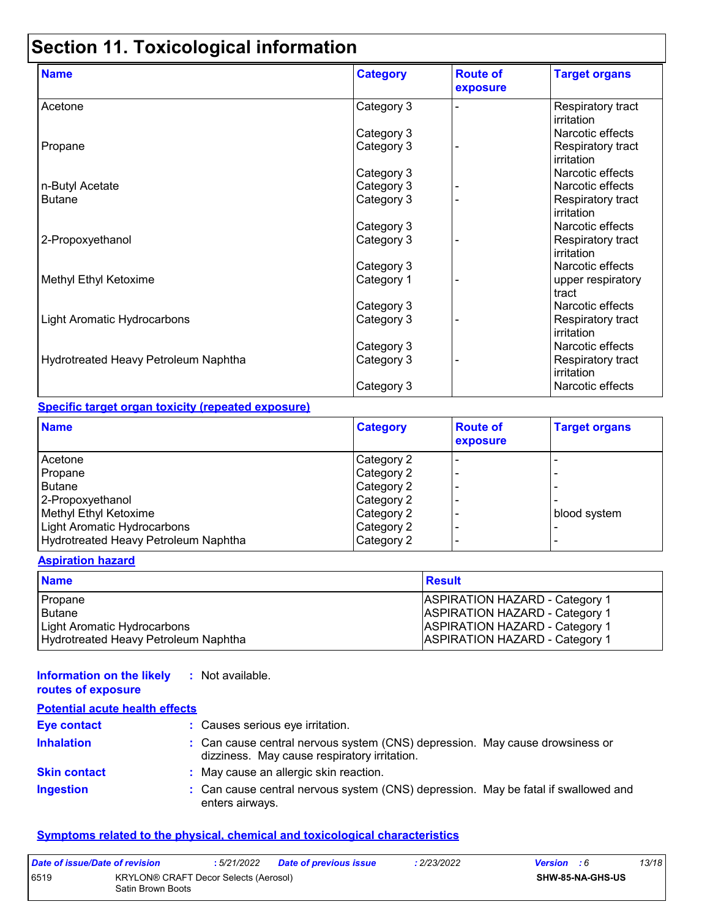# Section 11. Toxicological information

| Name | Category | Route of exposure | Target organs |
|---|---|---|---|
| Acetone | Category 3 | - | Respiratory tract irritation |
| | Category 3 | | Narcotic effects |
| Propane | Category 3 | - | Respiratory tract irritation |
| | Category 3 | | Narcotic effects |
| n-Butyl Acetate | Category 3 | - | Narcotic effects |
| Butane | Category 3 | - | Respiratory tract irritation |
| | Category 3 | | Narcotic effects |
| 2-Propoxyethanol | Category 3 | - | Respiratory tract irritation |
| | Category 3 | | Narcotic effects |
| Methyl Ethyl Ketoxime | Category 1 | - | upper respiratory tract |
| | Category 3 | | Narcotic effects |
| Light Aromatic Hydrocarbons | Category 3 | - | Respiratory tract irritation |
| | Category 3 | | Narcotic effects |
| Hydrotreated Heavy Petroleum Naphtha | Category 3 | - | Respiratory tract irritation |
| | Category 3 | | Narcotic effects |

**Specific target organ toxicity (repeated exposure)**

| Name | Category | Route of exposure | Target organs |
|---|---|---|---|
| Acetone | Category 2 | - | - |
| Propane | Category 2 | - | - |
| Butane | Category 2 | - | - |
| 2-Propoxyethanol | Category 2 | - | - |
| Methyl Ethyl Ketoxime | Category 2 | - | blood system |
| Light Aromatic Hydrocarbons | Category 2 | - | - |
| Hydrotreated Heavy Petroleum Naphtha | Category 2 | - | - |

**Aspiration hazard**

| Name | Result |
|---|---|
| Propane | ASPIRATION HAZARD - Category 1 |
| Butane | ASPIRATION HAZARD - Category 1 |
| Light Aromatic Hydrocarbons | ASPIRATION HAZARD - Category 1 |
| Hydrotreated Heavy Petroleum Naphtha | ASPIRATION HAZARD - Category 1 |

**Information on the likely routes of exposure** : Not available.

**Potential acute health effects**

**Eye contact** : Causes serious eye irritation.

**Inhalation** : Can cause central nervous system (CNS) depression. May cause drowsiness or dizziness. May cause respiratory irritation.

**Skin contact** : May cause an allergic skin reaction.

**Ingestion** : Can cause central nervous system (CNS) depression. May be fatal if swallowed and enters airways.

**Symptoms related to the physical, chemical and toxicological characteristics**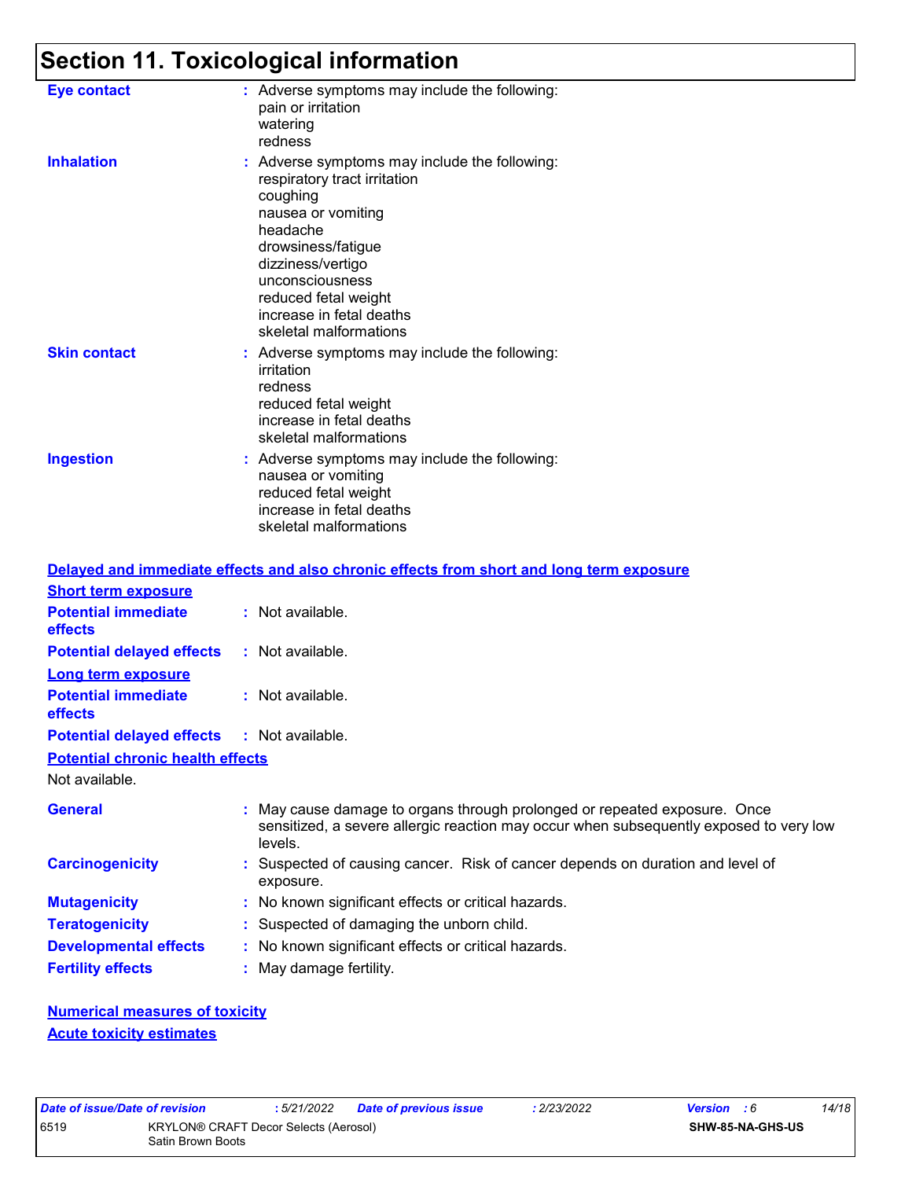# Section 11. Toxicological information

**Eye contact** : Adverse symptoms may include the following:
pain or irritation
watering
redness

**Inhalation** : Adverse symptoms may include the following:
respiratory tract irritation
coughing
nausea or vomiting
headache
drowsiness/fatigue
dizziness/vertigo
unconsciousness
reduced fetal weight
increase in fetal deaths
skeletal malformations

**Skin contact** : Adverse symptoms may include the following:
irritation
redness
reduced fetal weight
increase in fetal deaths
skeletal malformations

**Ingestion** : Adverse symptoms may include the following:
nausea or vomiting
reduced fetal weight
increase in fetal deaths
skeletal malformations

## Delayed and immediate effects and also chronic effects from short and long term exposure

### Short term exposure

**Potential immediate effects** : Not available.

**Potential delayed effects** : Not available.

### Long term exposure

**Potential immediate effects** : Not available.

**Potential delayed effects** : Not available.

### Potential chronic health effects

Not available.

**General** : May cause damage to organs through prolonged or repeated exposure. Once sensitized, a severe allergic reaction may occur when subsequently exposed to very low levels.

**Carcinogenicity** : Suspected of causing cancer. Risk of cancer depends on duration and level of exposure.

**Mutagenicity** : No known significant effects or critical hazards.

**Teratogenicity** : Suspected of damaging the unborn child.

**Developmental effects** : No known significant effects or critical hazards.

**Fertility effects** : May damage fertility.

## Numerical measures of toxicity

### Acute toxicity estimates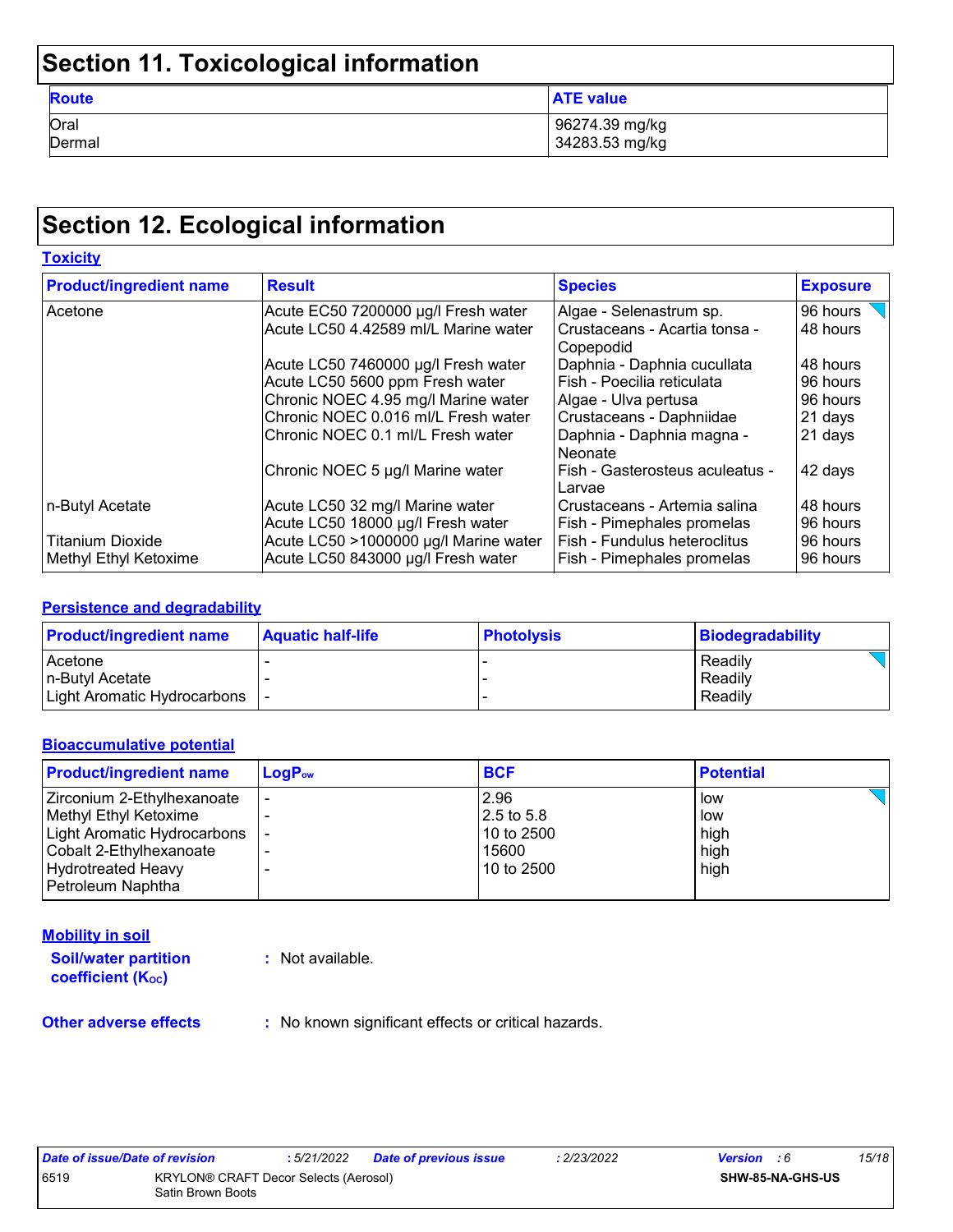# Section 11. Toxicological information

| Route | ATE value |
|---|---|
| Oral | 96274.39 mg/kg |
| Dermal | 34283.53 mg/kg |

# Section 12. Ecological information

## Toxicity

| Product/ingredient name | Result | Species | Exposure |
|---|---|---|---|
| Acetone | Acute EC50 7200000 µg/l Fresh water | Algae - Selenastrum sp. | 96 hours |
| | Acute LC50 4.42589 ml/L Marine water | Crustaceans - Acartia tonsa - Copepodid | 48 hours |
| | Acute LC50 7460000 µg/l Fresh water | Daphnia - Daphnia cucullata | 48 hours |
| | Acute LC50 5600 ppm Fresh water | Fish - Poecilia reticulata | 96 hours |
| | Chronic NOEC 4.95 mg/l Marine water | Algae - Ulva pertusa | 96 hours |
| | Chronic NOEC 0.016 ml/L Fresh water | Crustaceans - Daphniidae | 21 days |
| | Chronic NOEC 0.1 ml/L Fresh water | Daphnia - Daphnia magna - Neonate | 21 days |
| | Chronic NOEC 5 µg/l Marine water | Fish - Gasterosteus aculeatus - Larvae | 42 days |
| n-Butyl Acetate | Acute LC50 32 mg/l Marine water | Crustaceans - Artemia salina | 48 hours |
| | Acute LC50 18000 µg/l Fresh water | Fish - Pimephales promelas | 96 hours |
| Titanium Dioxide | Acute LC50 >1000000 µg/l Marine water | Fish - Fundulus heteroclitus | 96 hours |
| Methyl Ethyl Ketoxime | Acute LC50 843000 µg/l Fresh water | Fish - Pimephales promelas | 96 hours |

## Persistence and degradability

| Product/ingredient name | Aquatic half-life | Photolysis | Biodegradability |
|---|---|---|---|
| Acetone | - | - | Readily |
| n-Butyl Acetate | - | - | Readily |
| Light Aromatic Hydrocarbons | - | - | Readily |

## Bioaccumulative potential

| Product/ingredient name | $LogP_{ow}$ | BCF | Potential |
|---|---|---|---|
| Zirconium 2-Ethylhexanoate | - | 2.96 | low |
| Methyl Ethyl Ketoxime | - | 2.5 to 5.8 | low |
| Light Aromatic Hydrocarbons | - | 10 to 2500 | high |
| Cobalt 2-Ethylhexanoate | - | 15600 | high |
| Hydrotreated Heavy Petroleum Naphtha | - | 10 to 2500 | high |

## Mobility in soil

**Soil/water partition coefficient ($K_{OC}$)** : Not available.

**Other adverse effects** : No known significant effects or critical hazards.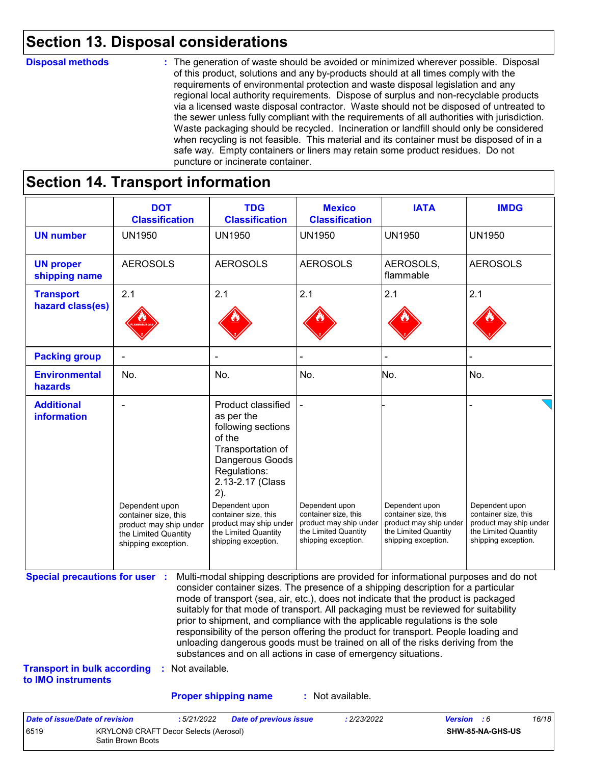## Section 13. Disposal considerations

**Disposal methods** : The generation of waste should be avoided or minimized wherever possible. Disposal of this product, solutions and any by-products should at all times comply with the requirements of environmental protection and waste disposal legislation and any regional local authority requirements. Dispose of surplus and non-recyclable products via a licensed waste disposal contractor. Waste should not be disposed of untreated to the sewer unless fully compliant with the requirements of all authorities with jurisdiction. Waste packaging should be recycled. Incineration or landfill should only be considered when recycling is not feasible. This material and its container must be disposed of in a safe way. Empty containers or liners may retain some product residues. Do not puncture or incinerate container.

## Section 14. Transport information

| | DOT Classification | TDG Classification | Mexico Classification | IATA | IMDG |
|---|---|---|---|---|---|
| **UN number** | UN1950 | UN1950 | UN1950 | UN1950 | UN1950 |
| **UN proper shipping name** | AEROSOLS | AEROSOLS | AEROSOLS | AEROSOLS, flammable | AEROSOLS |
| **Transport hazard class(es)** | 2.1 | 2.1 | 2.1 | 2.1 | 2.1 |
| **Packing group** | - | - | - | - | - |
| **Environmental hazards** | No. | No. | No. | No. | No. |
| **Additional information** | - Dependent upon container size, this product may ship under the Limited Quantity shipping exception. | Product classified as per the following sections of the Transportation of Dangerous Goods Regulations: 2.13-2.17 (Class 2). Dependent upon container size, this product may ship under the Limited Quantity shipping exception. | - Dependent upon container size, this product may ship under the Limited Quantity shipping exception. | - Dependent upon container size, this product may ship under the Limited Quantity shipping exception. | - Dependent upon container size, this product may ship under the Limited Quantity shipping exception. |

**Special precautions for user** : Multi-modal shipping descriptions are provided for informational purposes and do not consider container sizes. The presence of a shipping description for a particular mode of transport (sea, air, etc.), does not indicate that the product is packaged suitably for that mode of transport. All packaging must be reviewed for suitability prior to shipment, and compliance with the applicable regulations is the sole responsibility of the person offering the product for transport. People loading and unloading dangerous goods must be trained on all of the risks deriving from the substances and on all actions in case of emergency situations.

**Transport in bulk according to IMO instruments** : Not available.

**Proper shipping name** : Not available.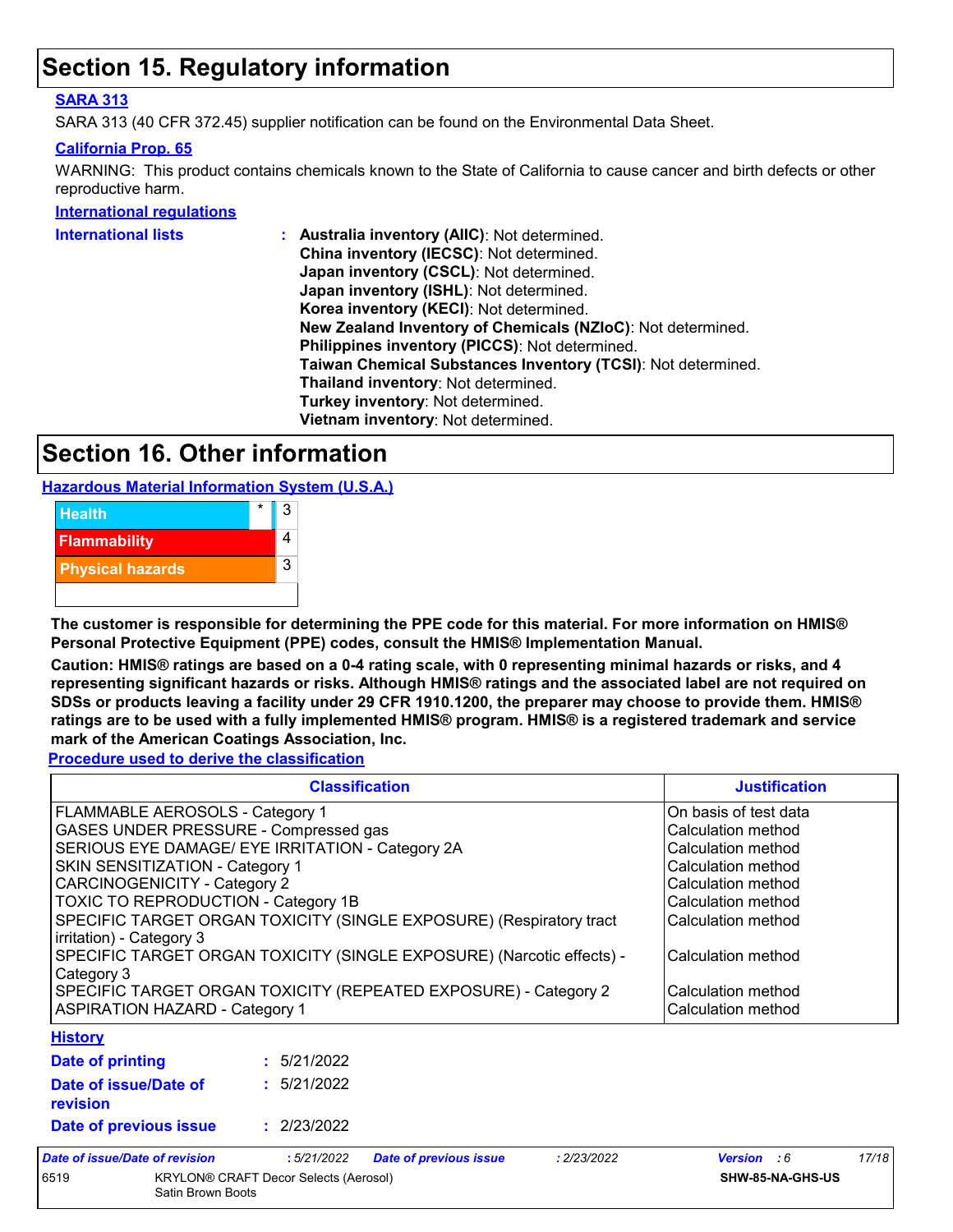## Section 15. Regulatory information

**SARA 313**

SARA 313 (40 CFR 372.45) supplier notification can be found on the Environmental Data Sheet.

**California Prop. 65**

WARNING: This product contains chemicals known to the State of California to cause cancer and birth defects or other reproductive harm.

**International regulations**

**International lists** :
- **Australia inventory (AIIC)**: Not determined.
- **China inventory (IECSC)**: Not determined.
- **Japan inventory (CSCL)**: Not determined.
- **Japan inventory (ISHL)**: Not determined.
- **Korea inventory (KECI)**: Not determined.
- **New Zealand Inventory of Chemicals (NZIoC)**: Not determined.
- **Philippines inventory (PICCS)**: Not determined.
- **Taiwan Chemical Substances Inventory (TCSI)**: Not determined.
- **Thailand inventory**: Not determined.
- **Turkey inventory**: Not determined.
- **Vietnam inventory**: Not determined.

## Section 16. Other information

**Hazardous Material Information System (U.S.A.)**

| | | |
|---|---|---|
| Health | * | 3 |
| Flammability | | 4 |
| Physical hazards | | 3 |
| | | |

**The customer is responsible for determining the PPE code for this material. For more information on HMIS® Personal Protective Equipment (PPE) codes, consult the HMIS® Implementation Manual.**

**Caution: HMIS® ratings are based on a 0-4 rating scale, with 0 representing minimal hazards or risks, and 4 representing significant hazards or risks. Although HMIS® ratings and the associated label are not required on SDSs or products leaving a facility under 29 CFR 1910.1200, the preparer may choose to provide them. HMIS® ratings are to be used with a fully implemented HMIS® program. HMIS® is a registered trademark and service mark of the American Coatings Association, Inc.**

**Procedure used to derive the classification**

| Classification | Justification |
|---|---|
| FLAMMABLE AEROSOLS - Category 1 | On basis of test data |
| GASES UNDER PRESSURE - Compressed gas | Calculation method |
| SERIOUS EYE DAMAGE/ EYE IRRITATION - Category 2A | Calculation method |
| SKIN SENSITIZATION - Category 1 | Calculation method |
| CARCINOGENICITY - Category 2 | Calculation method |
| TOXIC TO REPRODUCTION - Category 1B | Calculation method |
| SPECIFIC TARGET ORGAN TOXICITY (SINGLE EXPOSURE) (Respiratory tract irritation) - Category 3 | Calculation method |
| SPECIFIC TARGET ORGAN TOXICITY (SINGLE EXPOSURE) (Narcotic effects) - Category 3 | Calculation method |
| SPECIFIC TARGET ORGAN TOXICITY (REPEATED EXPOSURE) - Category 2 | Calculation method |
| ASPIRATION HAZARD - Category 1 | Calculation method |

**History**

**Date of printing** : 5/21/2022

**Date of issue/Date of revision** : 5/21/2022

**Date of previous issue** : 2/23/2022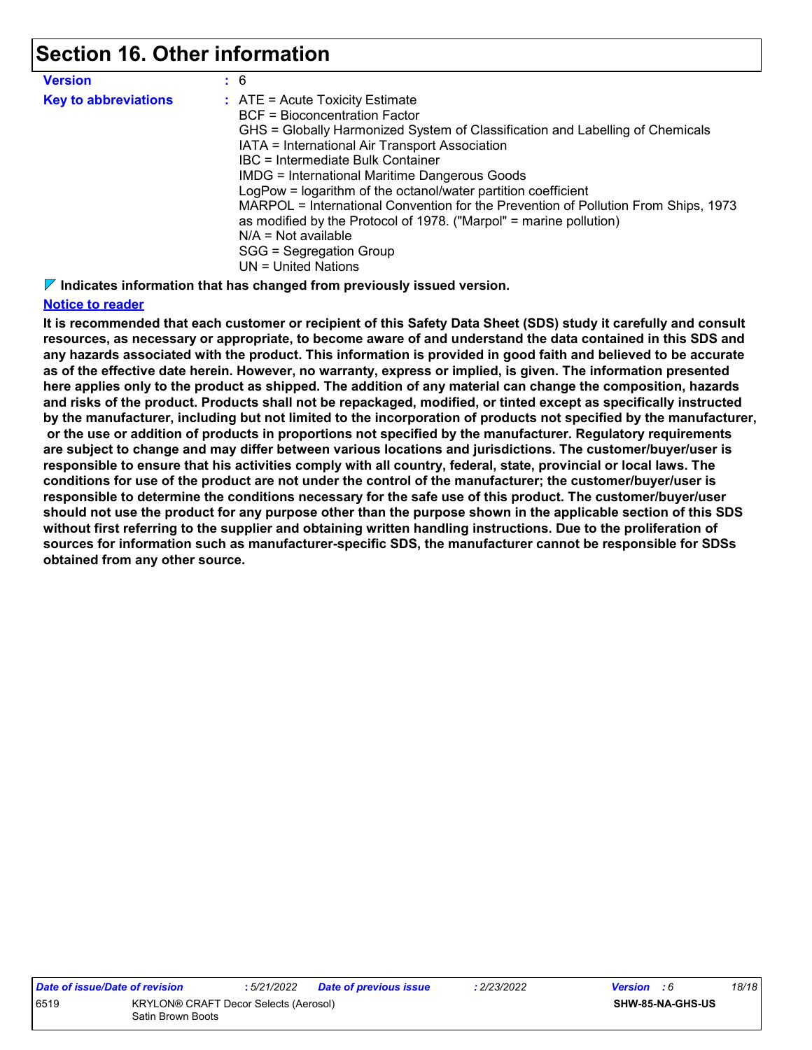# Section 16. Other information

**Version** : 6

**Key to abbreviations** : ATE = Acute Toxicity Estimate
BCF = Bioconcentration Factor
GHS = Globally Harmonized System of Classification and Labelling of Chemicals
IATA = International Air Transport Association
IBC = Intermediate Bulk Container
IMDG = International Maritime Dangerous Goods
LogPow = logarithm of the octanol/water partition coefficient
MARPOL = International Convention for the Prevention of Pollution From Ships, 1973 as modified by the Protocol of 1978. ("Marpol" = marine pollution)
N/A = Not available
SGG = Segregation Group
UN = United Nations

**Indicates information that has changed from previously issued version.**

**Notice to reader**

**It is recommended that each customer or recipient of this Safety Data Sheet (SDS) study it carefully and consult resources, as necessary or appropriate, to become aware of and understand the data contained in this SDS and any hazards associated with the product. This information is provided in good faith and believed to be accurate as of the effective date herein. However, no warranty, express or implied, is given. The information presented here applies only to the product as shipped. The addition of any material can change the composition, hazards and risks of the product. Products shall not be repackaged, modified, or tinted except as specifically instructed by the manufacturer, including but not limited to the incorporation of products not specified by the manufacturer, or the use or addition of products in proportions not specified by the manufacturer. Regulatory requirements are subject to change and may differ between various locations and jurisdictions. The customer/buyer/user is responsible to ensure that his activities comply with all country, federal, state, provincial or local laws. The conditions for use of the product are not under the control of the manufacturer; the customer/buyer/user is responsible to determine the conditions necessary for the safe use of this product. The customer/buyer/user should not use the product for any purpose other than the purpose shown in the applicable section of this SDS without first referring to the supplier and obtaining written handling instructions. Due to the proliferation of sources for information such as manufacturer-specific SDS, the manufacturer cannot be responsible for SDSs obtained from any other source.**